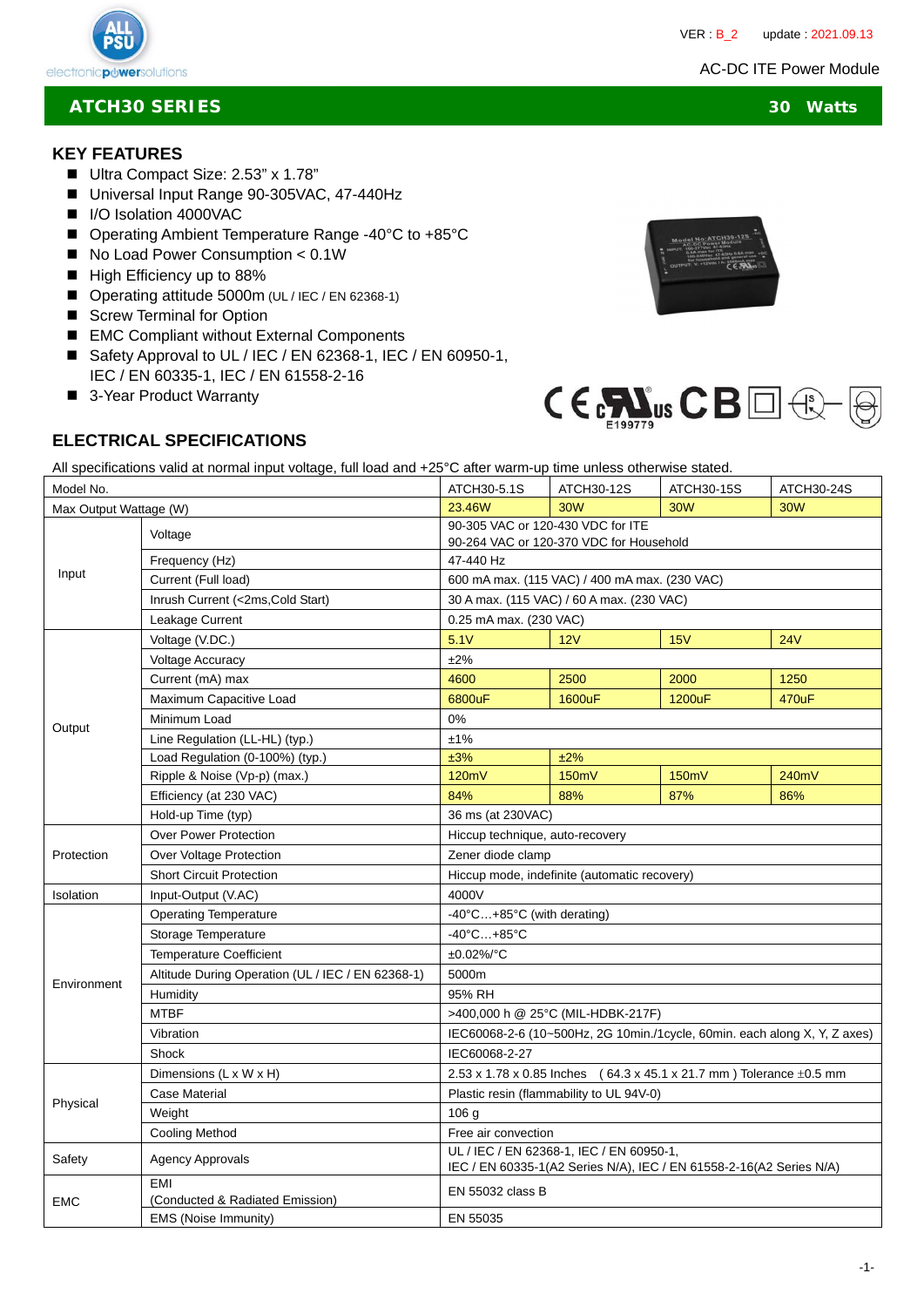VER : B_2 update : 2021.09.13

AC-DC ITE Power Module

## ATCH30 SERIES — 30 Watts

### KEY FEATURES

- Ultra Compact Size: 2.53" x 1.78"
- Universal Input Range 90-305VAC, 47-440Hz
- I/O Isolation 4000VAC
- Operating Ambient Temperature Range -40°C to +85°C
- No Load Power Consumption < 0.1W
- High Efficiency up to 88%
- Operating attitude 5000m (UL / IEC / EN 62368-1)
- Screw Terminal for Option
- EMC Compliant without External Components
- Safety Approval to UL / IEC / EN 62368-1, IEC / EN 60950-1, IEC / EN 60335-1, IEC / EN 61558-2-16
- 3-Year Product Warranty

E199779

### ELECTRICAL SPECIFICATIONS

All specifications valid at normal input voltage, full load and +25°C after warm-up time unless otherwise stated.

| Model No. | | ATCH30-5.1S | ATCH30-12S | ATCH30-15S | ATCH30-24S |
|---|---|---|---|---|---|
| Max Output Wattage (W) | | 23.46W | 30W | 30W | 30W |
| Input | Voltage | 90-305 VAC or 120-430 VDC for ITE<br>90-264 VAC or 120-370 VDC for Household | | | |
| | Frequency (Hz) | 47-440 Hz | | | |
| | Current (Full load) | 600 mA max. (115 VAC) / 400 mA max. (230 VAC) | | | |
| | Inrush Current (<2ms,Cold Start) | 30 A max. (115 VAC) / 60 A max. (230 VAC) | | | |
| | Leakage Current | 0.25 mA max. (230 VAC) | | | |
| Output | Voltage (V.DC.) | 5.1V | 12V | 15V | 24V |
| | Voltage Accuracy | ±2% | | | |
| | Current (mA) max | 4600 | 2500 | 2000 | 1250 |
| | Maximum Capacitive Load | 6800uF | 1600uF | 1200uF | 470uF |
| | Minimum Load | 0% | | | |
| | Line Regulation (LL-HL) (typ.) | ±1% | | | |
| | Load Regulation (0-100%) (typ.) | ±3% | ±2% | | |
| | Ripple & Noise (Vp-p) (max.) | 120mV | 150mV | 150mV | 240mV |
| | Efficiency (at 230 VAC) | 84% | 88% | 87% | 86% |
| | Hold-up Time (typ) | 36 ms (at 230VAC) | | | |
| Protection | Over Power Protection | Hiccup technique, auto-recovery | | | |
| | Over Voltage Protection | Zener diode clamp | | | |
| | Short Circuit Protection | Hiccup mode, indefinite (automatic recovery) | | | |
| Isolation | Input-Output (V.AC) | 4000V | | | |
| Environment | Operating Temperature | -40°C…+85°C (with derating) | | | |
| | Storage Temperature | -40°C…+85°C | | | |
| | Temperature Coefficient | ±0.02%/°C | | | |
| | Altitude During Operation (UL / IEC / EN 62368-1) | 5000m | | | |
| | Humidity | 95% RH | | | |
| | MTBF | >400,000 h @ 25°C (MIL-HDBK-217F) | | | |
| | Vibration | IEC60068-2-6 (10~500Hz, 2G 10min./1cycle, 60min. each along X, Y, Z axes) | | | |
| | Shock | IEC60068-2-27 | | | |
| Physical | Dimensions (L x W x H) | 2.53 x 1.78 x 0.85 Inches ( 64.3 x 45.1 x 21.7 mm ) Tolerance ±0.5 mm | | | |
| | Case Material | Plastic resin (flammability to UL 94V-0) | | | |
| | Weight | 106 g | | | |
| | Cooling Method | Free air convection | | | |
| Safety | Agency Approvals | UL / IEC / EN 62368-1, IEC / EN 60950-1,<br>IEC / EN 60335-1(A2 Series N/A), IEC / EN 61558-2-16(A2 Series N/A) | | | |
| EMC | EMI<br>(Conducted & Radiated Emission) | EN 55032 class B | | | |
| | EMS (Noise Immunity) | EN 55035 | | | |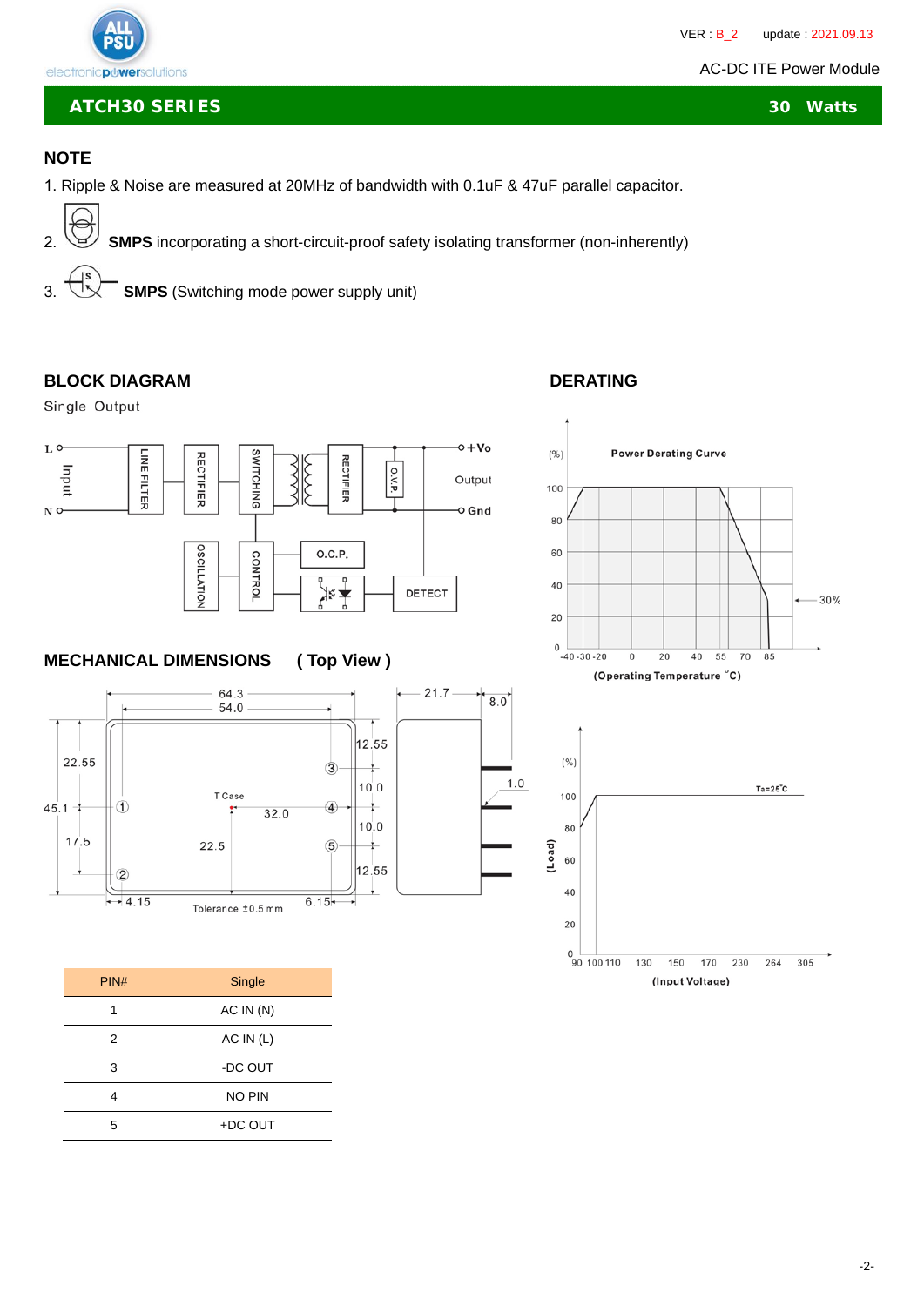ATCH30 SERIES — 30 Watts

## NOTE

1. Ripple & Noise are measured at 20MHz of bandwidth with 0.1uF & 47uF parallel capacitor.
2. **SMPS** incorporating a short-circuit-proof safety isolating transformer (non-inherently)
3. **SMPS** (Switching mode power supply unit)

## BLOCK DIAGRAM

Single Output

## DERATING

Power Derating Curve

(Operating Temperature °C)

(Input Voltage)

## MECHANICAL DIMENSIONS ( Top View )

Tolerance ±0.5 mm

| PIN# | Single |
|---|---|
| 1 | AC IN (N) |
| 2 | AC IN (L) |
| 3 | -DC OUT |
| 4 | NO PIN |
| 5 | +DC OUT |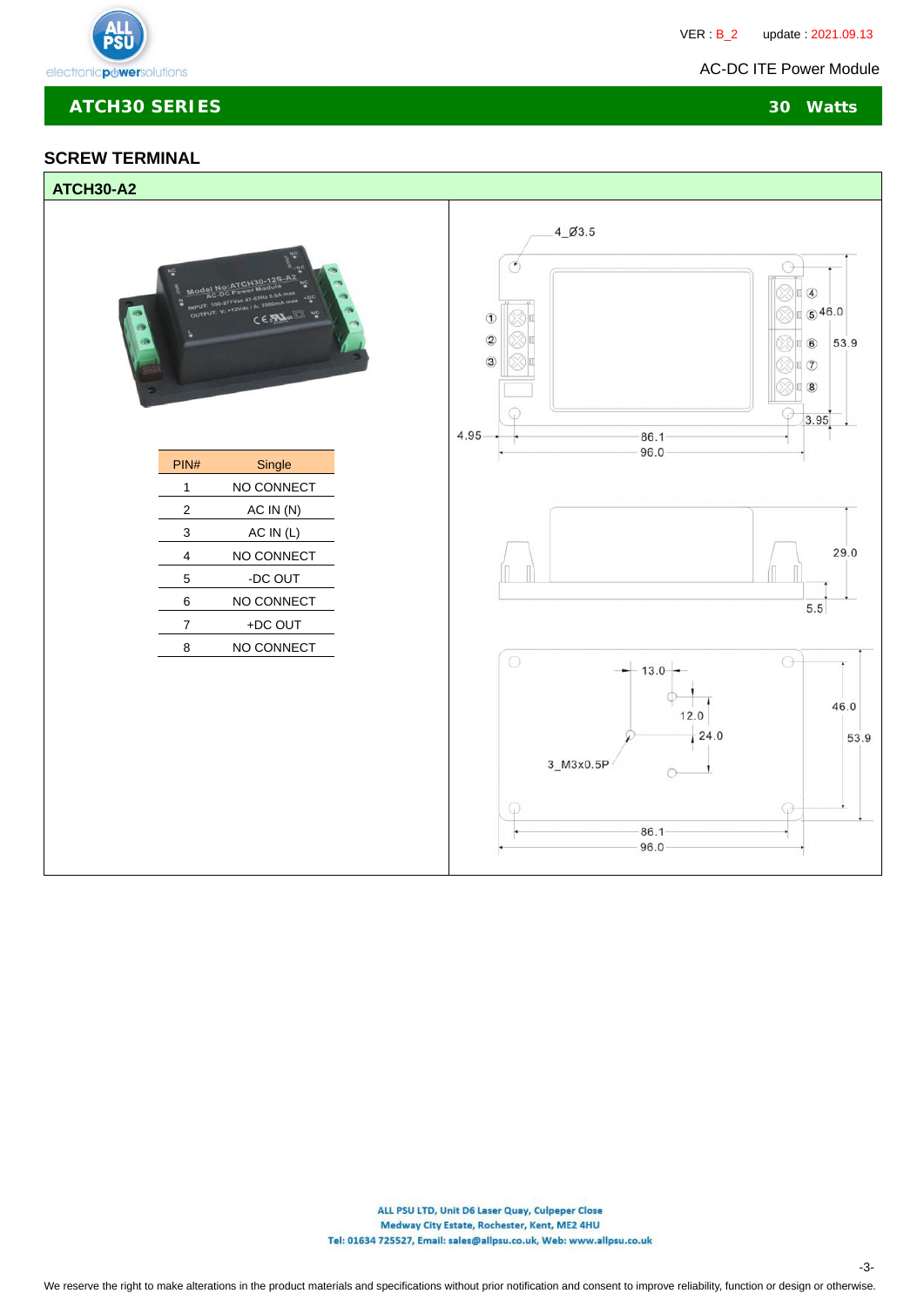## SCREW TERMINAL

### ATCH30-A2

| PIN# | Single |
|---|---|
| 1 | NO CONNECT |
| 2 | AC IN (N) |
| 3 | AC IN (L) |
| 4 | NO CONNECT |
| 5 | -DC OUT |
| 6 | NO CONNECT |
| 7 | +DC OUT |
| 8 | NO CONNECT |

4_Ø3.5
46.0
53.9
3.95
4.95
86.1
96.0
29.0
5.5
13.0
12.0
24.0
3_M3x0.5P
46.0
53.9
86.1
96.0

ALL PSU LTD, Unit D6 Laser Quay, Culpeper Close
Medway City Estate, Rochester, Kent, ME2 4HU
Tel: 01634 725527, Email: sales@allpsu.co.uk, Web: www.allpsu.co.uk

We reserve the right to make alterations in the product materials and specifications without prior notification and consent to improve reliability, function or design or otherwise.